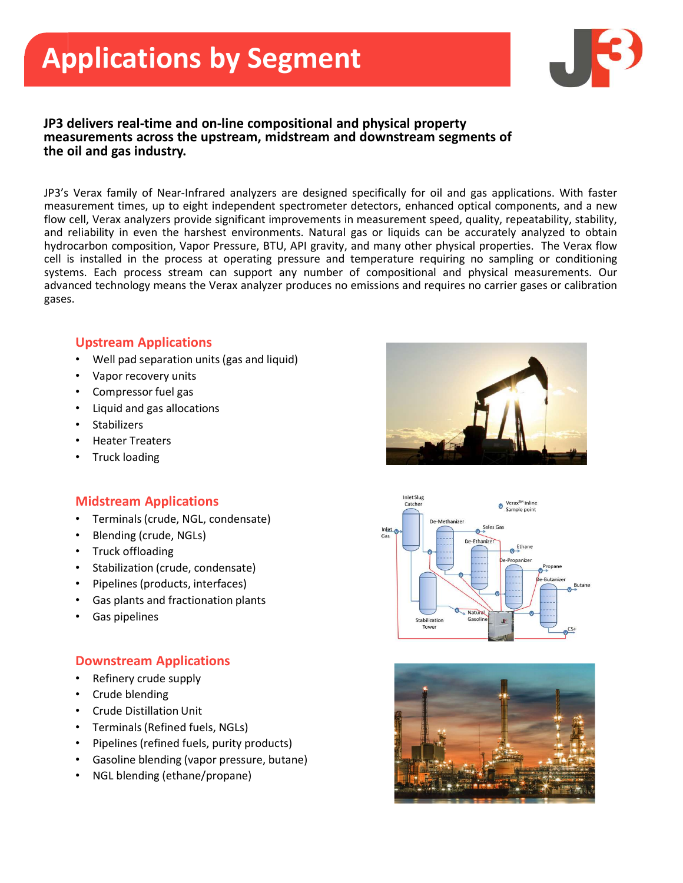# Applications by Segment

**JP3 delivers real-time and on-line compositional and physical property measurements across the upstream, midstream and downstream segments of the oil and gas industry.**

JP3's Verax family of Near-Infrared analyzers are designed specifically for oil and gas applications. With faster measurement times, up to eight independent spectrometer detectors, enhanced optical components, and a new flow cell, Verax analyzers provide significant improvements in measurement speed, quality, repeatability, stability, and reliability in even the harshest environments. Natural gas or liquids can be accurately analyzed to obtain hydrocarbon composition, Vapor Pressure, BTU, API gravity, and many other physical properties. The Verax flow cell is installed in the process at operating pressure and temperature requiring no sampling or conditioning systems. Each process stream can support any number of compositional and physical measurements. Our advanced technology means the Verax analyzer produces no emissions and requires no carrier gases or calibration gases.

## Upstream Applications

- Well pad separation units (gas and liquid)
- Vapor recovery units
- Compressor fuel gas
- Liquid and gas allocations
- Stabilizers
- Heater Treaters
- Truck loading

## Midstream Applications

- Terminals (crude, NGL, condensate)
- Blending (crude, NGLs)
- Truck offloading
- Stabilization (crude, condensate)
- Pipelines (products, interfaces)
- Gas plants and fractionation plants
- Gas pipelines

## Downstream Applications

- Refinery crude supply
- Crude blending
- Crude Distillation Unit
- Terminals (Refined fuels, NGLs)
- Pipelines (refined fuels, purity products)
- Gasoline blending (vapor pressure, butane)
- NGL blending (ethane/propane)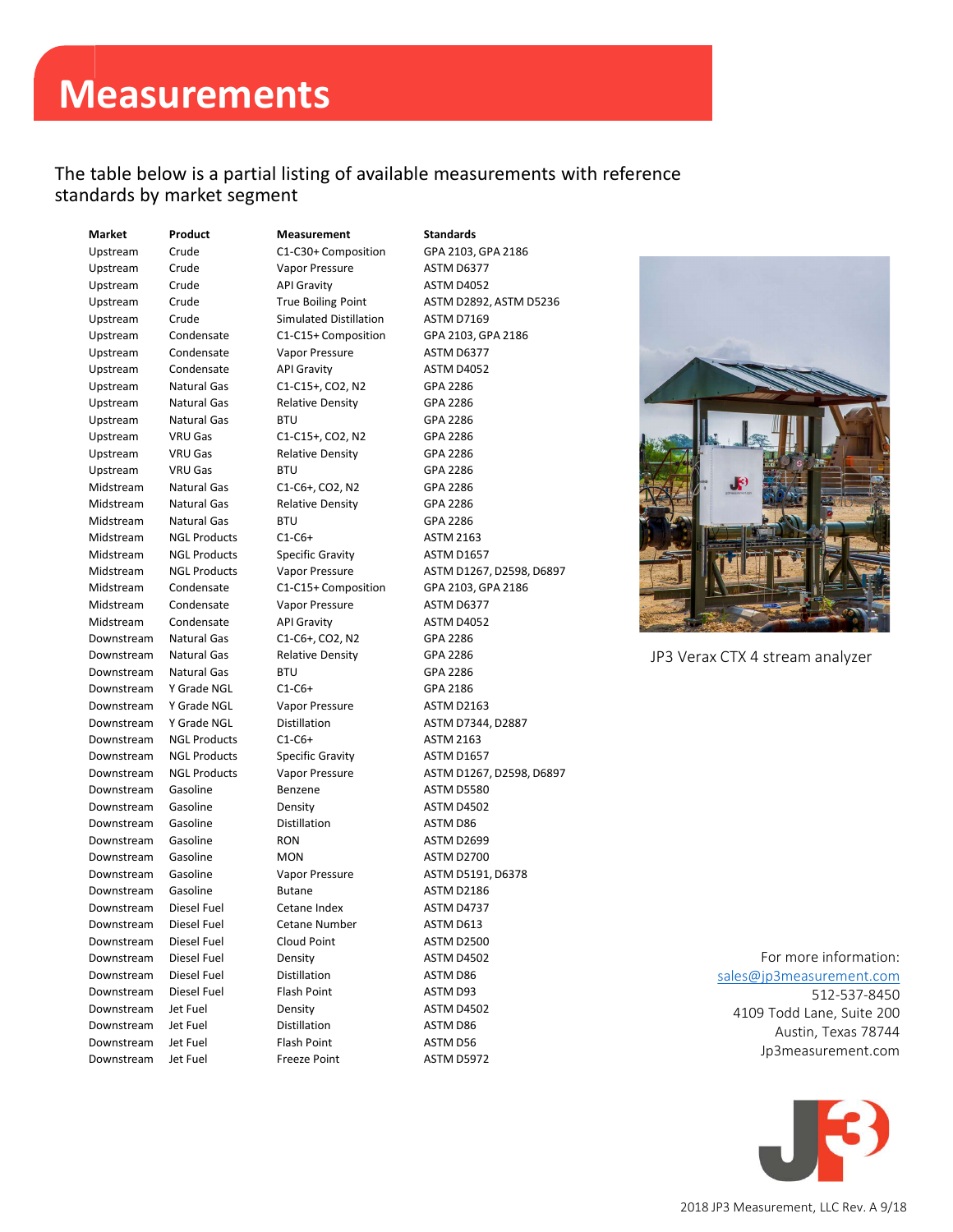# Measurements

The table below is a partial listing of available measurements with reference standards by market segment

| Market | Product | Measurement | Standards |
|---|---|---|---|
| Upstream | Crude | C1-C30+ Composition | GPA 2103, GPA 2186 |
| Upstream | Crude | Vapor Pressure | ASTM D6377 |
| Upstream | Crude | API Gravity | ASTM D4052 |
| Upstream | Crude | True Boiling Point | ASTM D2892, ASTM D5236 |
| Upstream | Crude | Simulated Distillation | ASTM D7169 |
| Upstream | Condensate | C1-C15+ Composition | GPA 2103, GPA 2186 |
| Upstream | Condensate | Vapor Pressure | ASTM D6377 |
| Upstream | Condensate | API Gravity | ASTM D4052 |
| Upstream | Natural Gas | C1-C15+, CO2, N2 | GPA 2286 |
| Upstream | Natural Gas | Relative Density | GPA 2286 |
| Upstream | Natural Gas | BTU | GPA 2286 |
| Upstream | VRU Gas | C1-C15+, CO2, N2 | GPA 2286 |
| Upstream | VRU Gas | Relative Density | GPA 2286 |
| Upstream | VRU Gas | BTU | GPA 2286 |
| Midstream | Natural Gas | C1-C6+, CO2, N2 | GPA 2286 |
| Midstream | Natural Gas | Relative Density | GPA 2286 |
| Midstream | Natural Gas | BTU | GPA 2286 |
| Midstream | NGL Products | C1-C6+ | ASTM 2163 |
| Midstream | NGL Products | Specific Gravity | ASTM D1657 |
| Midstream | NGL Products | Vapor Pressure | ASTM D1267, D2598, D6897 |
| Midstream | Condensate | C1-C15+ Composition | GPA 2103, GPA 2186 |
| Midstream | Condensate | Vapor Pressure | ASTM D6377 |
| Midstream | Condensate | API Gravity | ASTM D4052 |
| Downstream | Natural Gas | C1-C6+, CO2, N2 | GPA 2286 |
| Downstream | Natural Gas | Relative Density | GPA 2286 |
| Downstream | Natural Gas | BTU | GPA 2286 |
| Downstream | Y Grade NGL | C1-C6+ | GPA 2186 |
| Downstream | Y Grade NGL | Vapor Pressure | ASTM D2163 |
| Downstream | Y Grade NGL | Distillation | ASTM D7344, D2887 |
| Downstream | NGL Products | C1-C6+ | ASTM 2163 |
| Downstream | NGL Products | Specific Gravity | ASTM D1657 |
| Downstream | NGL Products | Vapor Pressure | ASTM D1267, D2598, D6897 |
| Downstream | Gasoline | Benzene | ASTM D5580 |
| Downstream | Gasoline | Density | ASTM D4502 |
| Downstream | Gasoline | Distillation | ASTM D86 |
| Downstream | Gasoline | RON | ASTM D2699 |
| Downstream | Gasoline | MON | ASTM D2700 |
| Downstream | Gasoline | Vapor Pressure | ASTM D5191, D6378 |
| Downstream | Gasoline | Butane | ASTM D2186 |
| Downstream | Diesel Fuel | Cetane Index | ASTM D4737 |
| Downstream | Diesel Fuel | Cetane Number | ASTM D613 |
| Downstream | Diesel Fuel | Cloud Point | ASTM D2500 |
| Downstream | Diesel Fuel | Density | ASTM D4502 |
| Downstream | Diesel Fuel | Distillation | ASTM D86 |
| Downstream | Diesel Fuel | Flash Point | ASTM D93 |
| Downstream | Jet Fuel | Density | ASTM D4502 |
| Downstream | Jet Fuel | Distillation | ASTM D86 |
| Downstream | Jet Fuel | Flash Point | ASTM D56 |
| Downstream | Jet Fuel | Freeze Point | ASTM D5972 |

JP3 Verax CTX 4 stream analyzer

For more information:
sales@jp3measurement.com
512-537-8450
4109 Todd Lane, Suite 200
Austin, Texas 78744
Jp3measurement.com

2018 JP3 Measurement, LLC Rev. A 9/18